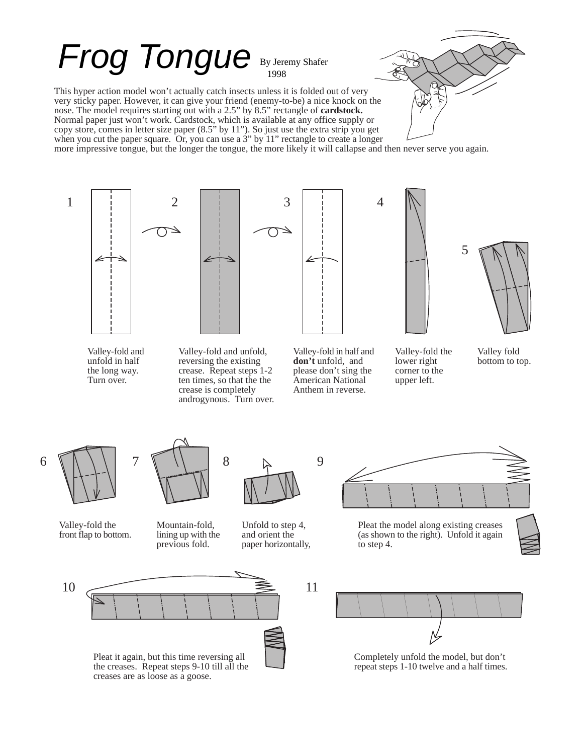# Frog Tongue

By Jeremy Shafer
1998

This hyper action model won't actually catch insects unless it is folded out of very very sticky paper. However, it can give your friend (enemy-to-be) a nice knock on the nose. The model requires starting out with a 2.5" by 8.5" rectangle of **cardstock.** Normal paper just won't work. Cardstock, which is available at any office supply or copy store, comes in letter size paper (8.5" by 11"). So just use the extra strip you get when you cut the paper square. Or, you can use a 3" by 11" rectangle to create a longer more impressive tongue, but the longer the tongue, the more likely it will callapse and then never serve you again.

1. Valley-fold and unfold in half the long way. Turn over.
2. Valley-fold and unfold, reversing the existing crease. Repeat steps 1-2 ten times, so that the the crease is completely androgynous. Turn over.
3. Valley-fold in half and **don't** unfold, and please don't sing the American National Anthem in reverse.
4. Valley-fold the lower right corner to the upper left.
5. Valley fold bottom to top.
6. Valley-fold the front flap to bottom.
7. Mountain-fold, lining up with the previous fold.
8. Unfold to step 4, and orient the paper horizontally,
9. Pleat the model along existing creases (as shown to the right). Unfold it again to step 4.
10. Pleat it again, but this time reversing all the creases. Repeat steps 9-10 till all the creases are as loose as a goose.
11. Completely unfold the model, but don't repeat steps 1-10 twelve and a half times.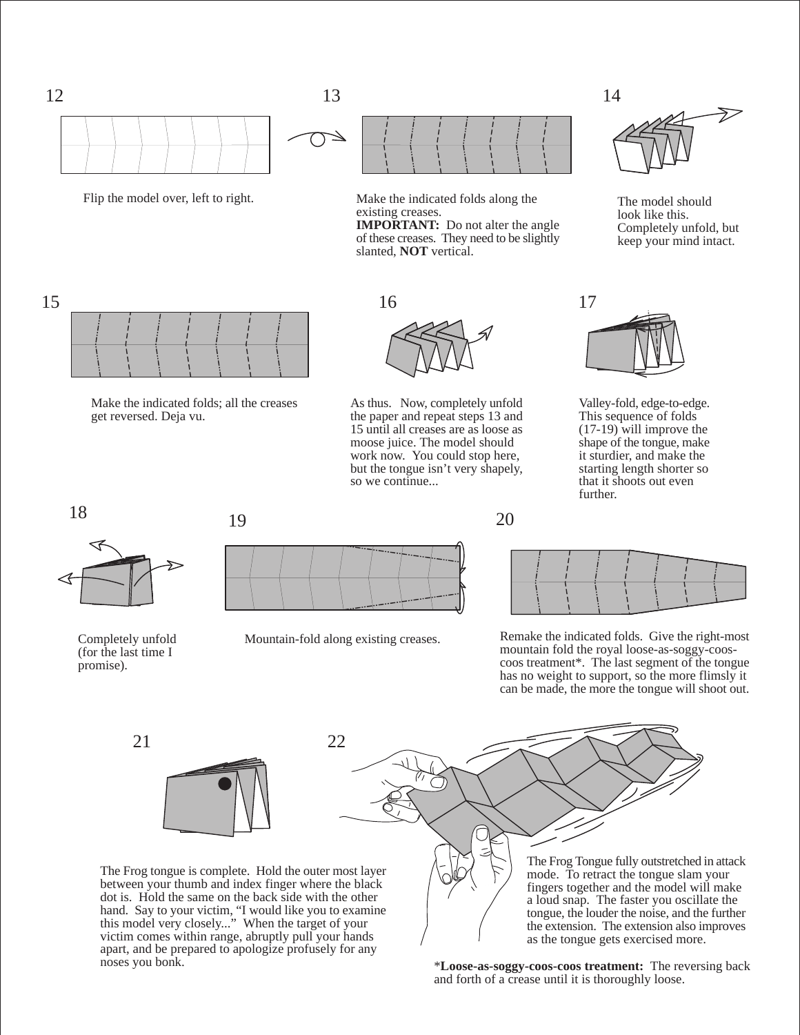12

Flip the model over, left to right.

13

Make the indicated folds along the existing creases.
**IMPORTANT:** Do not alter the angle of these creases. They need to be slightly slanted, **NOT** vertical.

14

The model should look like this. Completely unfold, but keep your mind intact.

15

Make the indicated folds; all the creases get reversed. Deja vu.

16

As thus. Now, completely unfold the paper and repeat steps 13 and 15 until all creases are as loose as moose juice. The model should work now. You could stop here, but the tongue isn't very shapely, so we continue...

17

Valley-fold, edge-to-edge. This sequence of folds (17-19) will improve the shape of the tongue, make it sturdier, and make the starting length shorter so that it shoots out even further.

18

Completely unfold (for the last time I promise).

19

Mountain-fold along existing creases.

20

Remake the indicated folds. Give the right-most mountain fold the royal loose-as-soggy-coos-coos treatment*. The last segment of the tongue has no weight to support, so the more flimsly it can be made, the more the tongue will shoot out.

21

The Frog tongue is complete. Hold the outer most layer between your thumb and index finger where the black dot is. Hold the same on the back side with the other hand. Say to your victim, "I would like you to examine this model very closely..." When the target of your victim comes within range, abruptly pull your hands apart, and be prepared to apologize profusely for any noses you bonk.

22

The Frog Tongue fully outstretched in attack mode. To retract the tongue slam your fingers together and the model will make a loud snap. The faster you oscillate the tongue, the louder the noise, and the further the extension. The extension also improves as the tongue gets exercised more.

*__Loose-as-soggy-coos-coos treatment:__ The reversing back and forth of a crease until it is thoroughly loose.